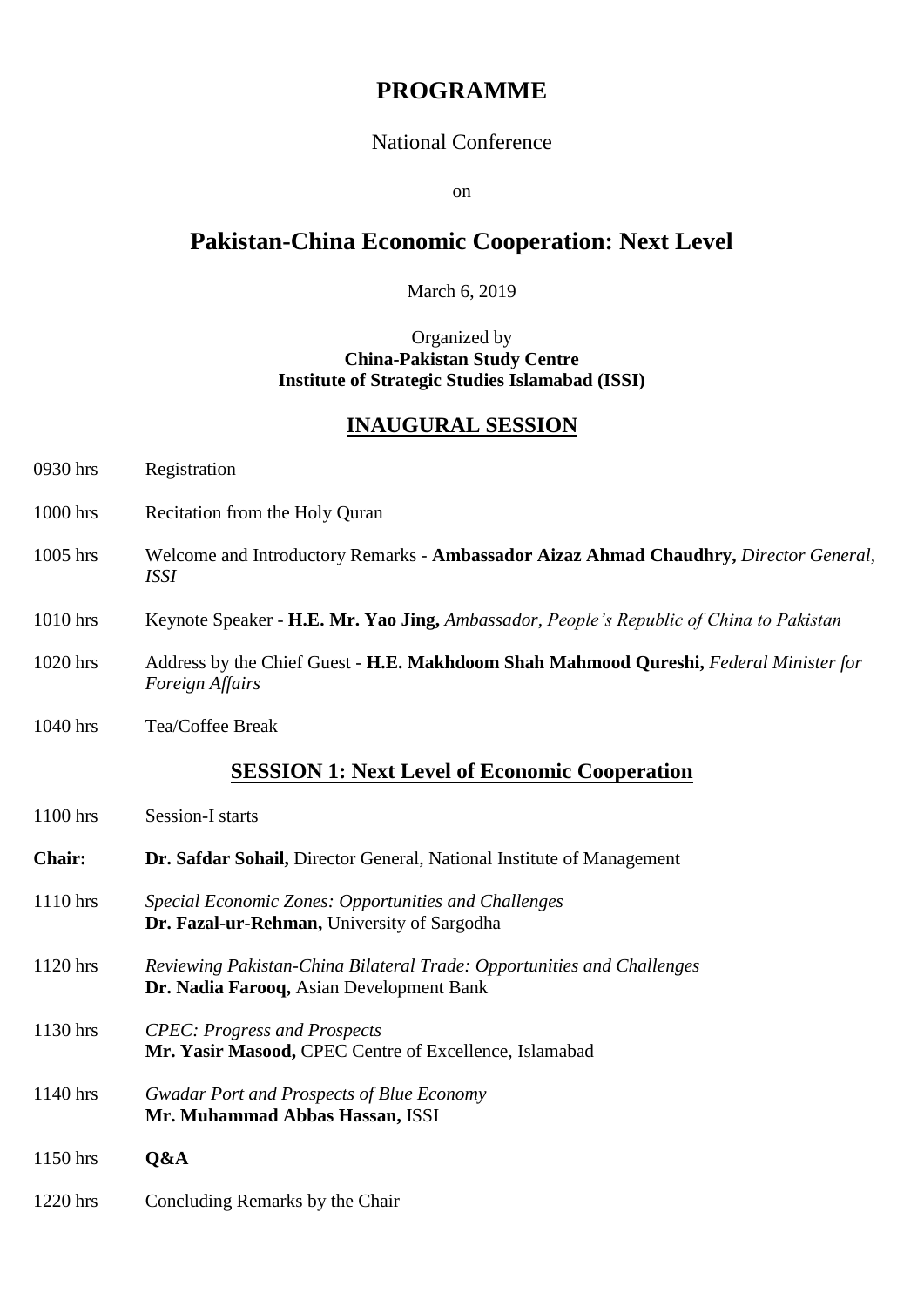# PROGRAMME

National Conference

on

## Pakistan-China Economic Cooperation: Next Level

March 6, 2019

Organized by
**China-Pakistan Study Centre**
**Institute of Strategic Studies Islamabad (ISSI)**

### INAUGURAL SESSION

| | |
|---|---|
| 0930 hrs | Registration |
| 1000 hrs | Recitation from the Holy Quran |
| 1005 hrs | Welcome and Introductory Remarks - **Ambassador Aizaz Ahmad Chaudhry,** *Director General, ISSI* |
| 1010 hrs | Keynote Speaker - **H.E. Mr. Yao Jing,** *Ambassador, People's Republic of China to Pakistan* |
| 1020 hrs | Address by the Chief Guest - **H.E. Makhdoom Shah Mahmood Qureshi,** *Federal Minister for Foreign Affairs* |
| 1040 hrs | Tea/Coffee Break |

### SESSION 1: Next Level of Economic Cooperation

| | |
|---|---|
| 1100 hrs | Session-I starts |
| **Chair:** | **Dr. Safdar Sohail,** Director General, National Institute of Management |
| 1110 hrs | *Special Economic Zones: Opportunities and Challenges* <br> **Dr. Fazal-ur-Rehman,** University of Sargodha |
| 1120 hrs | *Reviewing Pakistan-China Bilateral Trade: Opportunities and Challenges* <br> **Dr. Nadia Farooq,** Asian Development Bank |
| 1130 hrs | *CPEC: Progress and Prospects* <br> **Mr. Yasir Masood,** CPEC Centre of Excellence, Islamabad |
| 1140 hrs | *Gwadar Port and Prospects of Blue Economy* <br> **Mr. Muhammad Abbas Hassan,** ISSI |
| 1150 hrs | **Q&A** |
| 1220 hrs | Concluding Remarks by the Chair |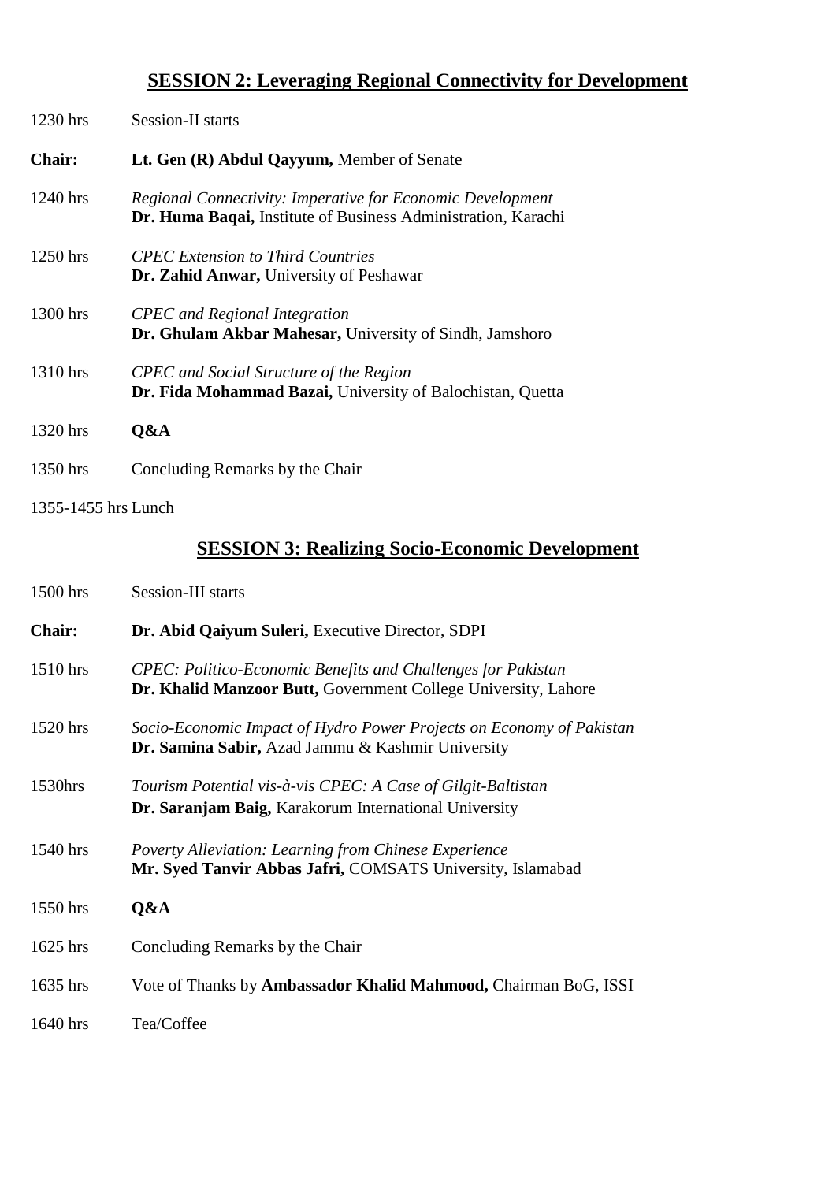## SESSION 2: Leveraging Regional Connectivity for Development

1230 hrs Session-II starts

**Chair:** **Lt. Gen (R) Abdul Qayyum,** Member of Senate

1240 hrs *Regional Connectivity: Imperative for Economic Development*
**Dr. Huma Baqai,** Institute of Business Administration, Karachi

1250 hrs *CPEC Extension to Third Countries*
**Dr. Zahid Anwar,** University of Peshawar

1300 hrs *CPEC and Regional Integration*
**Dr. Ghulam Akbar Mahesar,** University of Sindh, Jamshoro

1310 hrs *CPEC and Social Structure of the Region*
**Dr. Fida Mohammad Bazai,** University of Balochistan, Quetta

1320 hrs **Q&A**

1350 hrs Concluding Remarks by the Chair

1355-1455 hrs Lunch

## SESSION 3: Realizing Socio-Economic Development

1500 hrs Session-III starts

**Chair:** **Dr. Abid Qaiyum Suleri,** Executive Director, SDPI

1510 hrs *CPEC: Politico-Economic Benefits and Challenges for Pakistan*
**Dr. Khalid Manzoor Butt,** Government College University, Lahore

1520 hrs *Socio-Economic Impact of Hydro Power Projects on Economy of Pakistan*
**Dr. Samina Sabir,** Azad Jammu & Kashmir University

1530hrs *Tourism Potential vis-à-vis CPEC: A Case of Gilgit-Baltistan*
**Dr. Saranjam Baig,** Karakorum International University

1540 hrs *Poverty Alleviation: Learning from Chinese Experience*
**Mr. Syed Tanvir Abbas Jafri,** COMSATS University, Islamabad

1550 hrs **Q&A**

1625 hrs Concluding Remarks by the Chair

1635 hrs Vote of Thanks by **Ambassador Khalid Mahmood,** Chairman BoG, ISSI

1640 hrs Tea/Coffee